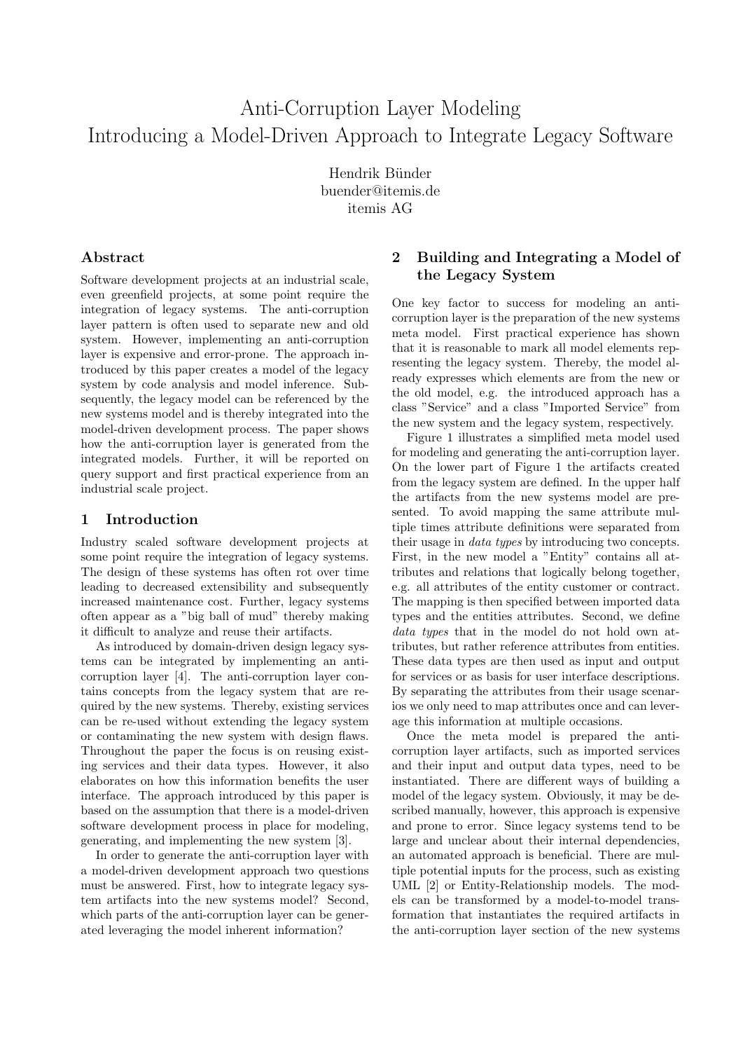# Anti-Corruption Layer Modeling
# Introducing a Model-Driven Approach to Integrate Legacy Software

Hendrik Bünder
buender@itemis.de
itemis AG

## Abstract

Software development projects at an industrial scale, even greenfield projects, at some point require the integration of legacy systems. The anti-corruption layer pattern is often used to separate new and old system. However, implementing an anti-corruption layer is expensive and error-prone. The approach introduced by this paper creates a model of the legacy system by code analysis and model inference. Subsequently, the legacy model can be referenced by the new systems model and is thereby integrated into the model-driven development process. The paper shows how the anti-corruption layer is generated from the integrated models. Further, it will be reported on query support and first practical experience from an industrial scale project.

## 1 Introduction

Industry scaled software development projects at some point require the integration of legacy systems. The design of these systems has often rot over time leading to decreased extensibility and subsequently increased maintenance cost. Further, legacy systems often appear as a "big ball of mud" thereby making it difficult to analyze and reuse their artifacts.

As introduced by domain-driven design legacy systems can be integrated by implementing an anti-corruption layer [4]. The anti-corruption layer contains concepts from the legacy system that are required by the new systems. Thereby, existing services can be re-used without extending the legacy system or contaminating the new system with design flaws. Throughout the paper the focus is on reusing existing services and their data types. However, it also elaborates on how this information benefits the user interface. The approach introduced by this paper is based on the assumption that there is a model-driven software development process in place for modeling, generating, and implementing the new system [3].

In order to generate the anti-corruption layer with a model-driven development approach two questions must be answered. First, how to integrate legacy system artifacts into the new systems model? Second, which parts of the anti-corruption layer can be generated leveraging the model inherent information?

## 2 Building and Integrating a Model of the Legacy System

One key factor to success for modeling an anti-corruption layer is the preparation of the new systems meta model. First practical experience has shown that it is reasonable to mark all model elements representing the legacy system. Thereby, the model already expresses which elements are from the new or the old model, e.g. the introduced approach has a class "Service" and a class "Imported Service" from the new system and the legacy system, respectively.

Figure 1 illustrates a simplified meta model used for modeling and generating the anti-corruption layer. On the lower part of Figure 1 the artifacts created from the legacy system are defined. In the upper half the artifacts from the new systems model are presented. To avoid mapping the same attribute multiple times attribute definitions were separated from their usage in *data types* by introducing two concepts. First, in the new model a "Entity" contains all attributes and relations that logically belong together, e.g. all attributes of the entity customer or contract. The mapping is then specified between imported data types and the entities attributes. Second, we define *data types* that in the model do not hold own attributes, but rather reference attributes from entities. These data types are then used as input and output for services or as basis for user interface descriptions. By separating the attributes from their usage scenarios we only need to map attributes once and can leverage this information at multiple occasions.

Once the meta model is prepared the anti-corruption layer artifacts, such as imported services and their input and output data types, need to be instantiated. There are different ways of building a model of the legacy system. Obviously, it may be described manually, however, this approach is expensive and prone to error. Since legacy systems tend to be large and unclear about their internal dependencies, an automated approach is beneficial. There are multiple potential inputs for the process, such as existing UML [2] or Entity-Relationship models. The models can be transformed by a model-to-model transformation that instantiates the required artifacts in the anti-corruption layer section of the new systems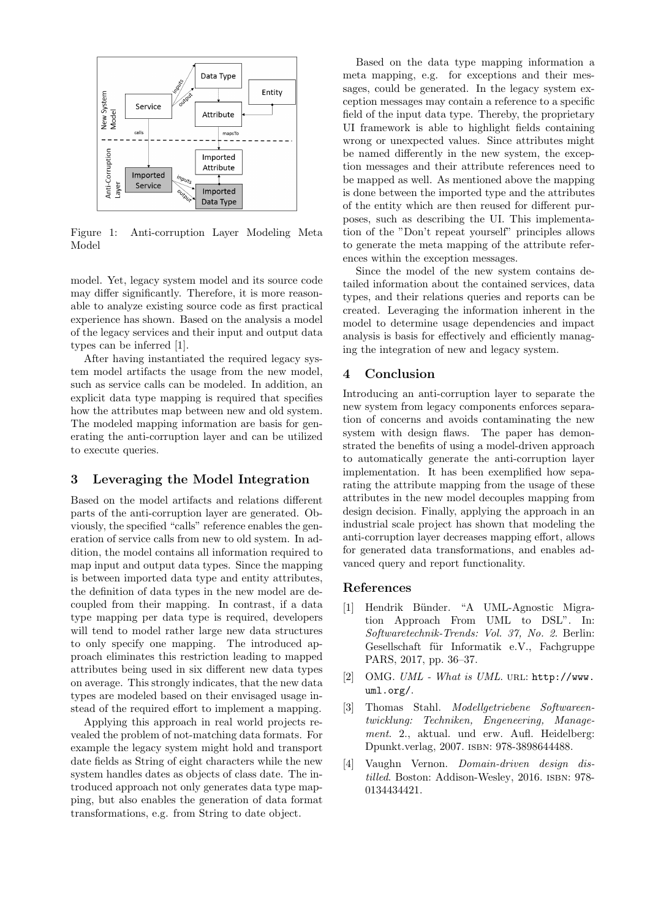Figure 1: Anti-corruption Layer Modeling Meta Model

model. Yet, legacy system model and its source code may differ significantly. Therefore, it is more reasonable to analyze existing source code as first practical experience has shown. Based on the analysis a model of the legacy services and their input and output data types can be inferred [1].

After having instantiated the required legacy system model artifacts the usage from the new model, such as service calls can be modeled. In addition, an explicit data type mapping is required that specifies how the attributes map between new and old system. The modeled mapping information are basis for generating the anti-corruption layer and can be utilized to execute queries.

## 3 Leveraging the Model Integration

Based on the model artifacts and relations different parts of the anti-corruption layer are generated. Obviously, the specified "calls" reference enables the generation of service calls from new to old system. In addition, the model contains all information required to map input and output data types. Since the mapping is between imported data type and entity attributes, the definition of data types in the new model are decoupled from their mapping. In contrast, if a data type mapping per data type is required, developers will tend to model rather large new data structures to only specify one mapping. The introduced approach eliminates this restriction leading to mapped attributes being used in six different new data types on average. This strongly indicates, that the new data types are modeled based on their envisaged usage instead of the required effort to implement a mapping.

Applying this approach in real world projects revealed the problem of not-matching data formats. For example the legacy system might hold and transport date fields as String of eight characters while the new system handles dates as objects of class date. The introduced approach not only generates data type mapping, but also enables the generation of data format transformations, e.g. from String to date object.

Based on the data type mapping information a meta mapping, e.g. for exceptions and their messages, could be generated. In the legacy system exception messages may contain a reference to a specific field of the input data type. Thereby, the proprietary UI framework is able to highlight fields containing wrong or unexpected values. Since attributes might be named differently in the new system, the exception messages and their attribute references need to be mapped as well. As mentioned above the mapping is done between the imported type and the attributes of the entity which are then reused for different purposes, such as describing the UI. This implementation of the "Don't repeat yourself" principles allows to generate the meta mapping of the attribute references within the exception messages.

Since the model of the new system contains detailed information about the contained services, data types, and their relations queries and reports can be created. Leveraging the information inherent in the model to determine usage dependencies and impact analysis is basis for effectively and efficiently managing the integration of new and legacy system.

## 4 Conclusion

Introducing an anti-corruption layer to separate the new system from legacy components enforces separation of concerns and avoids contaminating the new system with design flaws. The paper has demonstrated the benefits of using a model-driven approach to automatically generate the anti-corruption layer implementation. It has been exemplified how separating the attribute mapping from the usage of these attributes in the new model decouples mapping from design decision. Finally, applying the approach in an industrial scale project has shown that modeling the anti-corruption layer decreases mapping effort, allows for generated data transformations, and enables advanced query and report functionality.

## References

[1] Hendrik Bünder. "A UML-Agnostic Migration Approach From UML to DSL". In: *Softwaretechnik-Trends: Vol. 37, No. 2*. Berlin: Gesellschaft für Informatik e.V., Fachgruppe PARS, 2017, pp. 36–37.

[2] OMG. *UML - What is UML*. URL: http://www.uml.org/.

[3] Thomas Stahl. *Modellgetriebene Softwareentwicklung: Techniken, Engeneering, Management*. 2., aktual. und erw. Aufl. Heidelberg: Dpunkt.verlag, 2007. ISBN: 978-3898644488.

[4] Vaughn Vernon. *Domain-driven design distilled*. Boston: Addison-Wesley, 2016. ISBN: 978-0134434421.